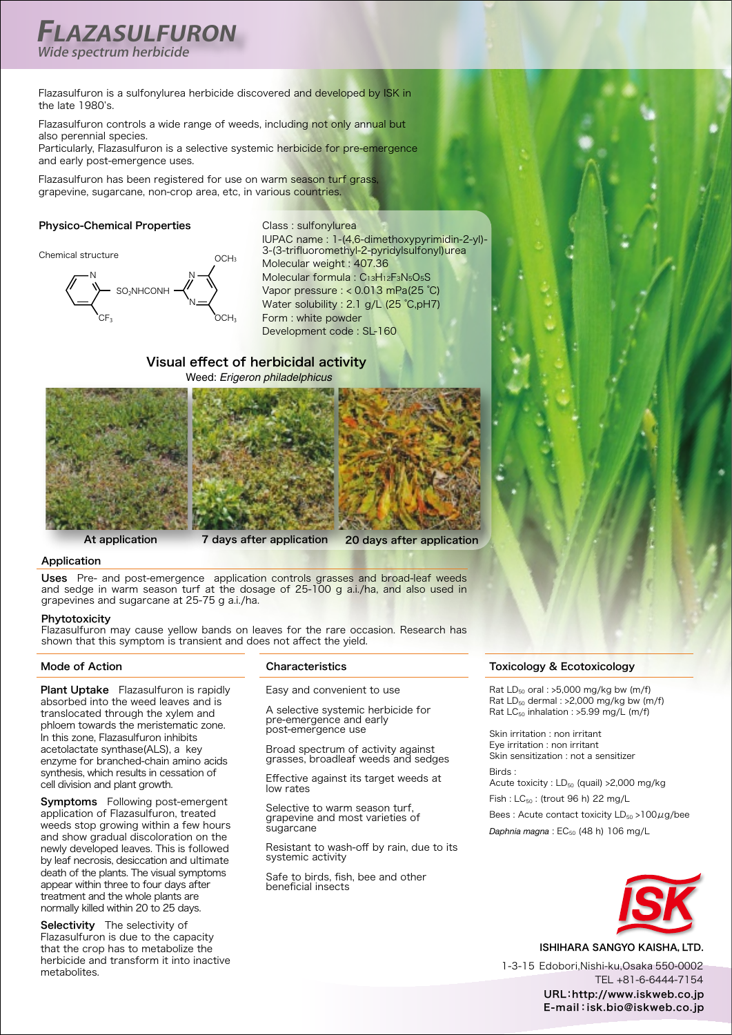# FLAZASULFURON

*Wide spectrum herbicide*

Flazasulfuron is a sulfonylurea herbicide discovered and developed by ISK in the late 1980's.

Flazasulfuron controls a wide range of weeds, including not only annual but also perennial species.
Particularly, Flazasulfuron is a selective systemic herbicide for pre-emergence and early post-emergence uses.

Flazasulfuron has been registered for use on warm season turf grass, grapevine, sugarcane, non-crop area, etc, in various countries.

## Physico-Chemical Properties

Chemical structure

Class : sulfonylurea
IUPAC name : 1-(4,6-dimethoxypyrimidin-2-yl)-3-(3-trifluoromethyl-2-pyridylsulfonyl)urea
Molecular weight : 407.36
Molecular formula : $C_{13}H_{12}F_3N_5O_5S$
Vapor pressure : < 0.013 mPa(25 ˚C)
Water solubility : 2.1 g/L (25 ˚C,pH7)
Form : white powder
Development code : SL-160

## Visual effect of herbicidal activity

Weed: *Erigeron philadelphicus*

At application | 7 days after application | 20 days after application

## Application

**Uses** Pre- and post-emergence application controls grasses and broad-leaf weeds and sedge in warm season turf at the dosage of 25-100 g a.i./ha, and also used in grapevines and sugarcane at 25-75 g a.i./ha.

**Phytotoxicity**
Flazasulfuron may cause yellow bands on leaves for the rare occasion. Research has shown that this symptom is transient and does not affect the yield.

## Mode of Action

**Plant Uptake** Flazasulfuron is rapidly absorbed into the weed leaves and is translocated through the xylem and phloem towards the meristematic zone. In this zone, Flazasulfuron inhibits acetolactate synthase(ALS), a key enzyme for branched-chain amino acids synthesis, which results in cessation of cell division and plant growth.

**Symptoms** Following post-emergent application of Flazasulfuron, treated weeds stop growing within a few hours and show gradual discoloration on the newly developed leaves. This is followed by leaf necrosis, desiccation and ultimate death of the plants. The visual symptoms appear within three to four days after treatment and the whole plants are normally killed within 20 to 25 days.

**Selectivity** The selectivity of Flazasulfuron is due to the capacity that the crop has to metabolize the herbicide and transform it into inactive metabolites.

## Characteristics

Easy and convenient to use

A selective systemic herbicide for pre-emergence and early post-emergence use

Broad spectrum of activity against grasses, broadleaf weeds and sedges

Effective against its target weeds at low rates

Selective to warm season turf, grapevine and most varieties of sugarcane

Resistant to wash-off by rain, due to its systemic activity

Safe to birds, fish, bee and other beneficial insects

## Toxicology & Ecotoxicology

Rat $LD_{50}$ oral : >5,000 mg/kg bw (m/f)
Rat $LD_{50}$ dermal : >2,000 mg/kg bw (m/f)
Rat $LC_{50}$ inhalation : >5.99 mg/L (m/f)

Skin irritation : non irritant
Eye irritation : non irritant
Skin sensitization : not a sensitizer

Birds :
Acute toxicity : $LD_{50}$ (quail) >2,000 mg/kg

Fish : $LC_{50}$ : (trout 96 h) 22 mg/L

Bees : Acute contact toxicity $LD_{50}$ >100$\mu$g/bee

*Daphnia magna* : $EC_{50}$ (48 h) 106 mg/L

ISK

ISHIHARA SANGYO KAISHA, LTD.

1-3-15 Edobori,Nishi-ku,Osaka 550-0002
TEL +81-6-6444-7154
URL：http://www.iskweb.co.jp
E-mail：isk.bio@iskweb.co.jp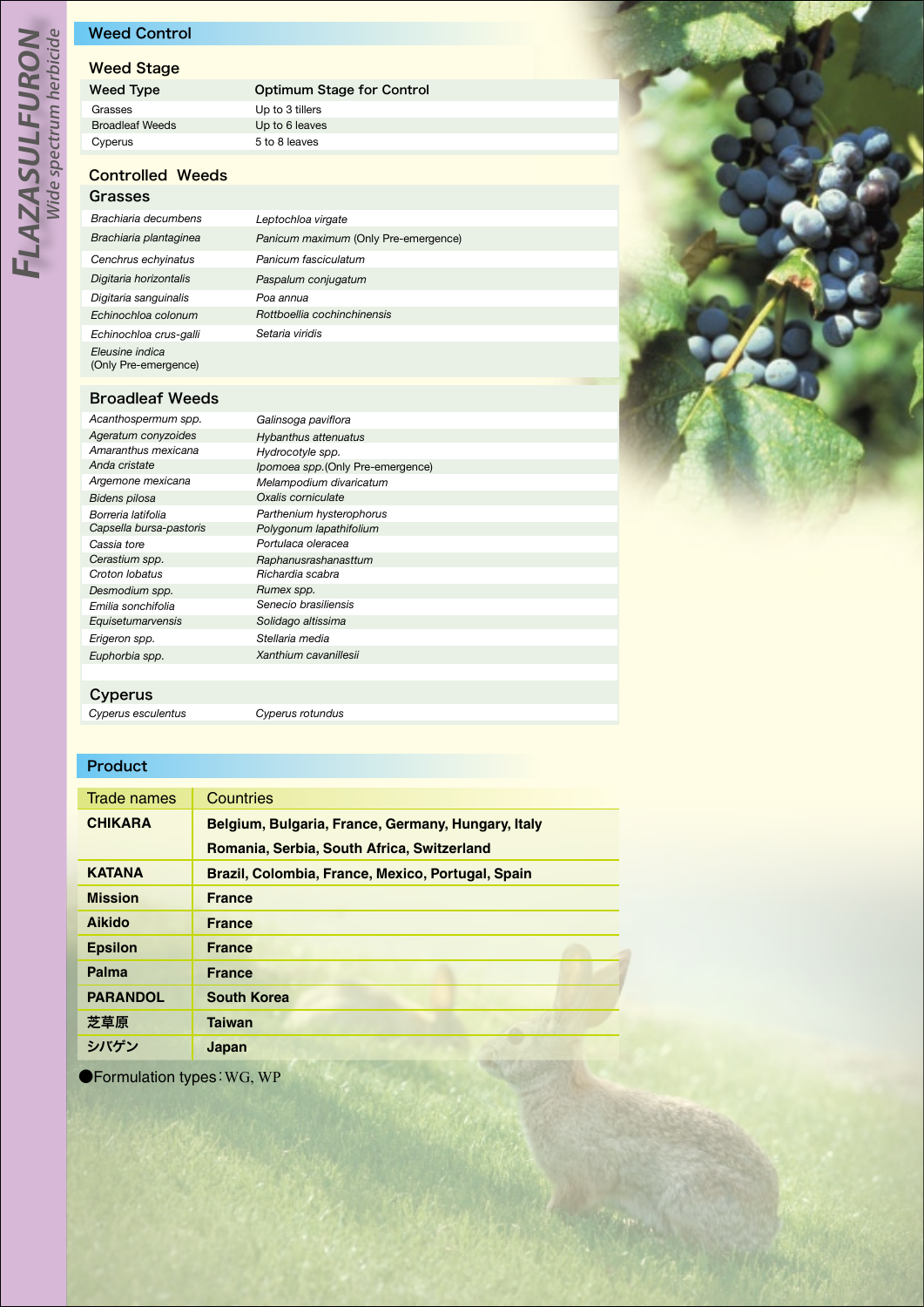# FLAZASULFURON

*Wide spectrum herbicide*

## Weed Control

### Weed Stage

| Weed Type | Optimum Stage for Control |
|---|---|
| Grasses | Up to 3 tillers |
| Broadleaf Weeds | Up to 6 leaves |
| Cyperus | 5 to 8 leaves |

### Controlled Weeds

#### Grasses

| | |
|---|---|
| *Brachiaria decumbens* | *Leptochloa virgate* |
| *Brachiaria plantaginea* | *Panicum maximum* (Only Pre-emergence) |
| *Cenchrus echyinatus* | *Panicum fasciculatum* |
| *Digitaria horizontalis* | *Paspalum conjugatum* |
| *Digitaria sanguinalis* | *Poa annua* |
| *Echinochloa colonum* | *Rottboellia cochinchinensis* |
| *Echinochloa crus-galli* | *Setaria viridis* |
| *Eleusine indica* (Only Pre-emergence) | |

#### Broadleaf Weeds

| | |
|---|---|
| *Acanthospermum spp.* | *Galinsoga paviflora* |
| *Ageratum conyzoides* | *Hybanthus attenuatus* |
| *Amaranthus mexicana* | *Hydrocotyle spp.* |
| *Anda cristate* | *Ipomoea spp.*(Only Pre-emergence) |
| *Argemone mexicana* | *Melampodium divaricatum* |
| *Bidens pilosa* | *Oxalis corniculate* |
| *Borreria latifolia* | *Parthenium hysterophorus* |
| *Capsella bursa-pastoris* | *Polygonum lapathifolium* |
| *Cassia tore* | *Portulaca oleracea* |
| *Cerastium spp.* | *Raphanusrashanasttum* |
| *Croton lobatus* | *Richardia scabra* |
| *Desmodium spp.* | *Rumex spp.* |
| *Emilia sonchifolia* | *Senecio brasiliensis* |
| *Equisetumarvensis* | *Solidago altissima* |
| *Erigeron spp.* | *Stellaria media* |
| *Euphorbia spp.* | *Xanthium cavanillesii* |

#### Cyperus

| | |
|---|---|
| *Cyperus esculentus* | *Cyperus rotundus* |

## Product

| Trade names | Countries |
|---|---|
| **CHIKARA** | **Belgium, Bulgaria, France, Germany, Hungary, Italy Romania, Serbia, South Africa, Switzerland** |
| **KATANA** | **Brazil, Colombia, France, Mexico, Portugal, Spain** |
| **Mission** | **France** |
| **Aikido** | **France** |
| **Epsilon** | **France** |
| **Palma** | **France** |
| **PARANDOL** | **South Korea** |
| **芝草原** | **Taiwan** |
| **シバゲン** | **Japan** |

●Formulation types：WG, WP